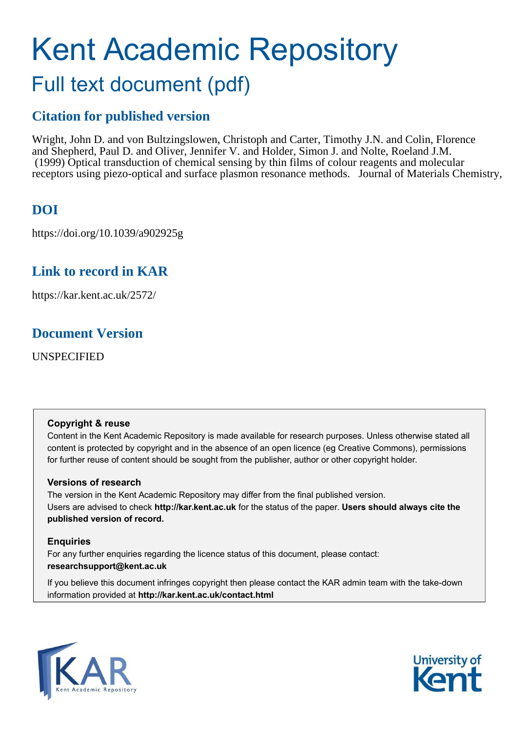# Kent Academic Repository

## Full text document (pdf)

### Citation for published version

Wright, John D. and von Bultzingslowen, Christoph and Carter, Timothy J.N. and Colin, Florence and Shepherd, Paul D. and Oliver, Jennifer V. and Holder, Simon J. and Nolte, Roeland J.M. (1999) Optical transduction of chemical sensing by thin films of colour reagents and molecular receptors using piezo-optical and surface plasmon resonance methods. Journal of Materials Chemistry,

### DOI

https://doi.org/10.1039/a902925g

### Link to record in KAR

https://kar.kent.ac.uk/2572/

### Document Version

UNSPECIFIED

**Copyright & reuse**

Content in the Kent Academic Repository is made available for research purposes. Unless otherwise stated all content is protected by copyright and in the absence of an open licence (eg Creative Commons), permissions for further reuse of content should be sought from the publisher, author or other copyright holder.

**Versions of research**

The version in the Kent Academic Repository may differ from the final published version. Users are advised to check **http://kar.kent.ac.uk** for the status of the paper. **Users should always cite the published version of record.**

**Enquiries**

For any further enquiries regarding the licence status of this document, please contact: **researchsupport@kent.ac.uk**

If you believe this document infringes copyright then please contact the KAR admin team with the take-down information provided at **http://kar.kent.ac.uk/contact.html**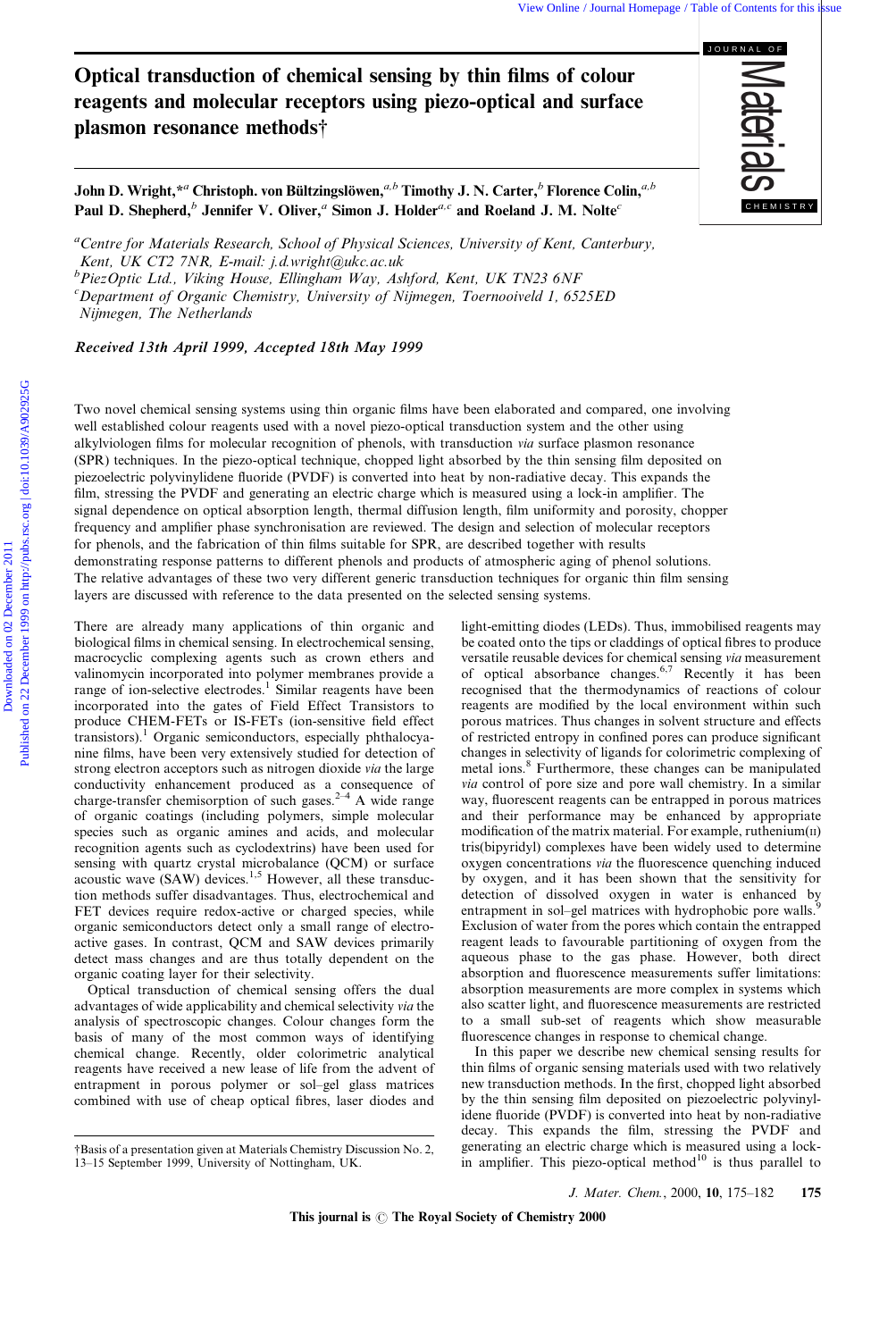# Optical transduction of chemical sensing by thin films of colour reagents and molecular receptors using piezo-optical and surface plasmon resonance methods†

**John D. Wright,*[a] Christoph. von Bültzingslöwen,[a,b] Timothy J. N. Carter,[b] Florence Colin,[a,b] Paul D. Shepherd,[b] Jennifer V. Oliver,[a] Simon J. Holder[a,c] and Roeland J. M. Nolte[c]**

[a]*Centre for Materials Research, School of Physical Sciences, University of Kent, Canterbury, Kent, UK CT2 7NR, E-mail: j.d.wright@ukc.ac.uk*
[b]*PiezOptic Ltd., Viking House, Ellingham Way, Ashford, Kent, UK TN23 6NF*
[c]*Department of Organic Chemistry, University of Nijmegen, Toernooiveld 1, 6525ED Nijmegen, The Netherlands*

*Received 13th April 1999, Accepted 18th May 1999*

Two novel chemical sensing systems using thin organic films have been elaborated and compared, one involving well established colour reagents used with a novel piezo-optical transduction system and the other using alkylviologen films for molecular recognition of phenols, with transduction *via* surface plasmon resonance (SPR) techniques. In the piezo-optical technique, chopped light absorbed by the thin sensing film deposited on piezoelectric polyvinylidene fluoride (PVDF) is converted into heat by non-radiative decay. This expands the film, stressing the PVDF and generating an electric charge which is measured using a lock-in amplifier. The signal dependence on optical absorption length, thermal diffusion length, film uniformity and porosity, chopper frequency and amplifier phase synchronisation are reviewed. The design and selection of molecular receptors for phenols, and the fabrication of thin films suitable for SPR, are described together with results demonstrating response patterns to different phenols and products of atmospheric aging of phenol solutions. The relative advantages of these two very different generic transduction techniques for organic thin film sensing layers are discussed with reference to the data presented on the selected sensing systems.

There are already many applications of thin organic and biological films in chemical sensing. In electrochemical sensing, macrocyclic complexing agents such as crown ethers and valinomycin incorporated into polymer membranes provide a range of ion-selective electrodes.[1] Similar reagents have been incorporated into the gates of Field Effect Transistors to produce CHEM-FETs or IS-FETs (ion-sensitive field effect transistors).[1] Organic semiconductors, especially phthalocyanine films, have been very extensively studied for detection of strong electron acceptors such as nitrogen dioxide *via* the large conductivity enhancement produced as a consequence of charge-transfer chemisorption of such gases.[2–4] A wide range of organic coatings (including polymers, simple molecular species such as organic amines and acids, and molecular recognition agents such as cyclodextrins) have been used for sensing with quartz crystal microbalance (QCM) or surface acoustic wave (SAW) devices.[1,5] However, all these transduction methods suffer disadvantages. Thus, electrochemical and FET devices require redox-active or charged species, while organic semiconductors detect only a small range of electroactive gases. In contrast, QCM and SAW devices primarily detect mass changes and are thus totally dependent on the organic coating layer for their selectivity.

Optical transduction of chemical sensing offers the dual advantages of wide applicability and chemical selectivity *via* the analysis of spectroscopic changes. Colour changes form the basis of many of the most common ways of identifying chemical change. Recently, older colorimetric analytical reagents have received a new lease of life from the advent of entrapment in porous polymer or sol–gel glass matrices combined with use of cheap optical fibres, laser diodes and light-emitting diodes (LEDs). Thus, immobilised reagents may be coated onto the tips or claddings of optical fibres to produce versatile reusable devices for chemical sensing *via* measurement of optical absorbance changes.[6,7] Recently it has been recognised that the thermodynamics of reactions of colour reagents are modified by the local environment within such porous matrices. Thus changes in solvent structure and effects of restricted entropy in confined pores can produce significant changes in selectivity of ligands for colorimetric complexing of metal ions.[8] Furthermore, these changes can be manipulated *via* control of pore size and pore wall chemistry. In a similar way, fluorescent reagents can be entrapped in porous matrices and their performance may be enhanced by appropriate modification of the matrix material. For example, ruthenium(II) tris(bipyridyl) complexes have been widely used to determine oxygen concentrations *via* the fluorescence quenching induced by oxygen, and it has been shown that the sensitivity for detection of dissolved oxygen in water is enhanced by entrapment in sol–gel matrices with hydrophobic pore walls.[9] Exclusion of water from the pores which contain the entrapped reagent leads to favourable partitioning of oxygen from the aqueous phase to the gas phase. However, both direct absorption and fluorescence measurements suffer limitations: absorption measurements are more complex in systems which also scatter light, and fluorescence measurements are restricted to a small sub-set of reagents which show measurable fluorescence changes in response to chemical change.

In this paper we describe new chemical sensing results for thin films of organic sensing materials used with two relatively new transduction methods. In the first, chopped light absorbed by the thin sensing film deposited on piezoelectric polyvinylidene fluoride (PVDF) is converted into heat by non-radiative decay. This expands the film, stressing the PVDF and generating an electric charge which is measured using a lock-in amplifier. This piezo-optical method[10] is thus parallel to

†Basis of a presentation given at Materials Chemistry Discussion No. 2, 13–15 September 1999, University of Nottingham, UK.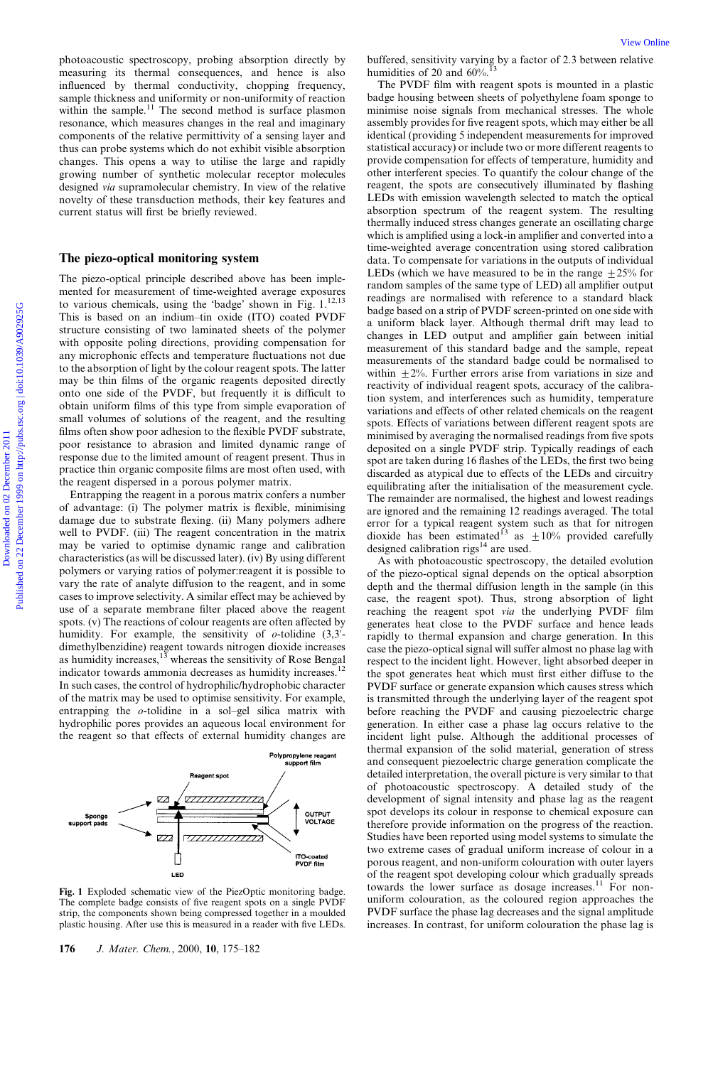photoacoustic spectroscopy, probing absorption directly by measuring its thermal consequences, and hence is also influenced by thermal conductivity, chopping frequency, sample thickness and uniformity or non-uniformity of reaction within the sample.[11] The second method is surface plasmon resonance, which measures changes in the real and imaginary components of the relative permittivity of a sensing layer and thus can probe systems which do not exhibit visible absorption changes. This opens a way to utilise the large and rapidly growing number of synthetic molecular receptor molecules designed *via* supramolecular chemistry. In view of the relative novelty of these transduction methods, their key features and current status will first be briefly reviewed.

## The piezo-optical monitoring system

The piezo-optical principle described above has been implemented for measurement of time-weighted average exposures to various chemicals, using the 'badge' shown in Fig. 1.[12,13] This is based on an indium–tin oxide (ITO) coated PVDF structure consisting of two laminated sheets of the polymer with opposite poling directions, providing compensation for any microphonic effects and temperature fluctuations not due to the absorption of light by the colour reagent spots. The latter may be thin films of the organic reagents deposited directly onto one side of the PVDF, but frequently it is difficult to obtain uniform films of this type from simple evaporation of small volumes of solutions of the reagent, and the resulting films often show poor adhesion to the flexible PVDF substrate, poor resistance to abrasion and limited dynamic range of response due to the limited amount of reagent present. Thus in practice thin organic composite films are most often used, with the reagent dispersed in a porous polymer matrix.

Entrapping the reagent in a porous matrix confers a number of advantage: (i) The polymer matrix is flexible, minimising damage due to substrate flexing. (ii) Many polymers adhere well to PVDF. (iii) The reagent concentration in the matrix may be varied to optimise dynamic range and calibration characteristics (as will be discussed later). (iv) By using different polymers or varying ratios of polymer:reagent it is possible to vary the rate of analyte diffusion to the reagent, and in some cases to improve selectivity. A similar effect may be achieved by use of a separate membrane filter placed above the reagent spots. (v) The reactions of colour reagents are often affected by humidity. For example, the sensitivity of *o*-tolidine (3,3′-dimethylbenzidine) reagent towards nitrogen dioxide increases as humidity increases,[13] whereas the sensitivity of Rose Bengal indicator towards ammonia decreases as humidity increases.[12] In such cases, the control of hydrophilic/hydrophobic character of the matrix may be used to optimise sensitivity. For example, entrapping the *o*-tolidine in a sol–gel silica matrix with hydrophilic pores provides an aqueous local environment for the reagent so that effects of external humidity changes are buffered, sensitivity varying by a factor of 2.3 between relative humidities of 20 and 60%.[13]

**Fig. 1** Exploded schematic view of the PiezOptic monitoring badge. The complete badge consists of five reagent spots on a single PVDF strip, the components shown being compressed together in a moulded plastic housing. After use this is measured in a reader with five LEDs.

The PVDF film with reagent spots is mounted in a plastic badge housing between sheets of polyethylene foam sponge to minimise noise signals from mechanical stresses. The whole assembly provides for five reagent spots, which may either be all identical (providing 5 independent measurements for improved statistical accuracy) or include two or more different reagents to provide compensation for effects of temperature, humidity and other interferent species. To quantify the colour change of the reagent, the spots are consecutively illuminated by flashing LEDs with emission wavelength selected to match the optical absorption spectrum of the reagent system. The resulting thermally induced stress changes generate an oscillating charge which is amplified using a lock-in amplifier and converted into a time-weighted average concentration using stored calibration data. To compensate for variations in the outputs of individual LEDs (which we have measured to be in the range $\pm 25\%$ for random samples of the same type of LED) all amplifier output readings are normalised with reference to a standard black badge based on a strip of PVDF screen-printed on one side with a uniform black layer. Although thermal drift may lead to changes in LED output and amplifier gain between initial measurement of this standard badge and the sample, repeat measurements of the standard badge could be normalised to within $\pm 2\%$. Further errors arise from variations in size and reactivity of individual reagent spots, accuracy of the calibration system, and interferences such as humidity, temperature variations and effects of other related chemicals on the reagent spots. Effects of variations between different reagent spots are minimised by averaging the normalised readings from five spots deposited on a single PVDF strip. Typically readings of each spot are taken during 16 flashes of the LEDs, the first two being discarded as atypical due to effects of the LEDs and circuitry equilibrating after the initialisation of the measurement cycle. The remainder are normalised, the highest and lowest readings are ignored and the remaining 12 readings averaged. The total error for a typical reagent system such as that for nitrogen dioxide has been estimated[13] as $\pm 10\%$ provided carefully designed calibration rigs[14] are used.

As with photoacoustic spectroscopy, the detailed evolution of the piezo-optical signal depends on the optical absorption depth and the thermal diffusion length in the sample (in this case, the reagent spot). Thus, strong absorption of light reaching the reagent spot *via* the underlying PVDF film generates heat close to the PVDF surface and hence leads rapidly to thermal expansion and charge generation. In this case the piezo-optical signal will suffer almost no phase lag with respect to the incident light. However, light absorbed deeper in the spot generates heat which must first either diffuse to the PVDF surface or generate expansion which causes stress which is transmitted through the underlying layer of the reagent spot before reaching the PVDF and causing piezoelectric charge generation. In either case a phase lag occurs relative to the incident light pulse. Although the additional processes of thermal expansion of the solid material, generation of stress and consequent piezoelectric charge generation complicate the detailed interpretation, the overall picture is very similar to that of photoacoustic spectroscopy. A detailed study of the development of signal intensity and phase lag as the reagent spot develops its colour in response to chemical exposure can therefore provide information on the progress of the reaction. Studies have been reported using model systems to simulate the two extreme cases of gradual uniform increase of colour in a porous reagent, and non-uniform colouration with outer layers of the reagent spot developing colour which gradually spreads towards the lower surface as dosage increases.[11] For non-uniform colouration, as the coloured region approaches the PVDF surface the phase lag decreases and the signal amplitude increases. In contrast, for uniform colouration the phase lag is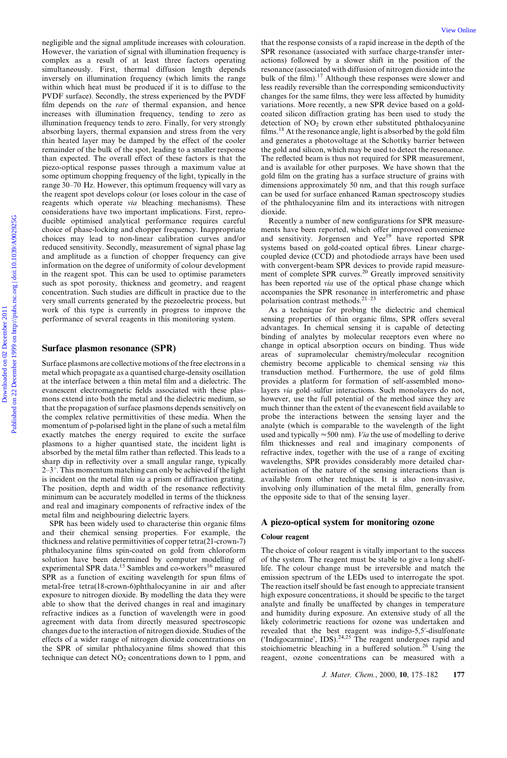negligible and the signal amplitude increases with colouration. However, the variation of signal with illumination frequency is complex as a result of at least three factors operating simultaneously. First, thermal diffusion length depends inversely on illumination frequency (which limits the range within which heat must be produced if it is to diffuse to the PVDF surface). Secondly, the stress experienced by the PVDF film depends on the *rate* of thermal expansion, and hence increases with illumination frequency, tending to zero as illumination frequency tends to zero. Finally, for very strongly absorbing layers, thermal expansion and stress from the very thin heated layer may be damped by the effect of the cooler remainder of the bulk of the spot, leading to a smaller response than expected. The overall effect of these factors is that the piezo-optical response passes through a maximum value at some optimum chopping frequency of the light, typically in the range 30–70 Hz. However, this optimum frequency will vary as the reagent spot develops colour (or loses colour in the case of reagents which operate *via* bleaching mechanisms). These considerations have two important implications. First, reproducible optimised analytical performance requires careful choice of phase-locking and chopper frequency. Inappropriate choices may lead to non-linear calibration curves and/or reduced sensitivity. Secondly, measurement of signal phase lag and amplitude as a function of chopper frequency can give information on the degree of uniformity of colour development in the reagent spot. This can be used to optimise parameters such as spot porosity, thickness and geometry, and reagent concentration. Such studies are difficult in practice due to the very small currents generated by the piezoelectric process, but work of this type is currently in progress to improve the performance of several reagents in this monitoring system.

## Surface plasmon resonance (SPR)

Surface plasmons are collective motions of the free electrons in a metal which propagate as a quantised charge-density oscillation at the interface between a thin metal film and a dielectric. The evanescent electromagnetic fields associated with these plasmons extend into both the metal and the dielectric medium, so that the propagation of surface plasmons depends sensitively on the complex relative permittivities of these media. When the momentum of p-polarised light in the plane of such a metal film exactly matches the energy required to excite the surface plasmons to a higher quantised state, the incident light is absorbed by the metal film rather than reflected. This leads to a sharp dip in reflectivity over a small angular range, typically 2–3°. This momentum matching can only be achieved if the light is incident on the metal film *via* a prism or diffraction grating. The position, depth and width of the resonance reflectivity minimum can be accurately modelled in terms of the thickness and real and imaginary components of refractive index of the metal film and neighbouring dielectric layers.

SPR has been widely used to characterise thin organic films and their chemical sensing properties. For example, the thickness and relative permittivities of copper tetra(21-crown-7) phthalocyanine films spin-coated on gold from chloroform solution have been determined by computer modelling of experimental SPR data.[15] Sambles and co-workers[16] measured SPR as a function of exciting wavelength for spun films of metal-free tetra(18-crown-6)phthalocyanine in air and after exposure to nitrogen dioxide. By modelling the data they were able to show that the derived changes in real and imaginary refractive indices as a function of wavelength were in good agreement with data from directly measured spectroscopic changes due to the interaction of nitrogen dioxide. Studies of the effects of a wider range of nitrogen dioxide concentrations on the SPR of similar phthalocyanine films showed that this technique can detect $NO_2$ concentrations down to 1 ppm, and that the response consists of a rapid increase in the depth of the SPR resonance (associated with surface charge-transfer interactions) followed by a slower shift in the position of the resonance (associated with diffusion of nitrogen dioxide into the bulk of the film).[17] Although these responses were slower and less readily reversible than the corresponding semiconductivity changes for the same films, they were less affected by humidity variations. More recently, a new SPR device based on a gold-coated silicon diffraction grating has been used to study the detection of $NO_2$ by crown ether substituted phthalocyanine films.[18] At the resonance angle, light is absorbed by the gold film and generates a photovoltage at the Schottky barrier between the gold and silicon, which may be used to detect the resonance. The reflected beam is thus not required for SPR measurement, and is available for other purposes. We have shown that the gold film on the grating has a surface structure of grains with dimensions approximately 50 nm, and that this rough surface can be used for surface enhanced Raman spectroscopy studies of the phthalocyanine film and its interactions with nitrogen dioxide.

Recently a number of new configurations for SPR measurements have been reported, which offer improved convenience and sensitivity. Jorgensen and Yee[19] have reported SPR systems based on gold-coated optical fibres. Linear charge-coupled device (CCD) and photodiode arrays have been used with convergent-beam SPR devices to provide rapid measurement of complete SPR curves.[20] Greatly improved sensitivity has been reported *via* use of the optical phase change which accompanies the SPR resonance in interferometric and phase polarisation contrast methods.[21–23]

As a technique for probing the dielectric and chemical sensing properties of thin organic films, SPR offers several advantages. In chemical sensing it is capable of detecting binding of analytes by molecular receptors even where no change in optical absorption occurs on binding. Thus wide areas of supramolecular chemistry/molecular recognition chemistry become applicable to chemical sensing *via* this transduction method. Furthermore, the use of gold films provides a platform for formation of self-assembled monolayers *via* gold–sulfur interactions. Such monolayers do not, however, use the full potential of the method since they are much thinner than the extent of the evanescent field available to probe the interactions between the sensing layer and the analyte (which is comparable to the wavelength of the light used and typically ≈500 nm). *Via* the use of modelling to derive film thicknesses and real and imaginary components of refractive index, together with the use of a range of exciting wavelengths, SPR provides considerably more detailed characterisation of the nature of the sensing interactions than is available from other techniques. It is also non-invasive, involving only illumination of the metal film, generally from the opposite side to that of the sensing layer.

## A piezo-optical system for monitoring ozone

### Colour reagent

The choice of colour reagent is vitally important to the success of the system. The reagent must be stable to give a long shelf-life. The colour change must be irreversible and match the emission spectrum of the LEDs used to interrogate the spot. The reaction itself should be fast enough to appreciate transient high exposure concentrations, it should be specific to the target analyte and finally be unaffected by changes in temperature and humidity during exposure. An extensive study of all the likely colorimetric reactions for ozone was undertaken and revealed that the best reagent was indigo-5,5′-disulfonate ('Indigocarmine', IDS).[24,25] The reagent undergoes rapid and stoichiometric bleaching in a buffered solution.[26] Using the reagent, ozone concentrations can be measured with a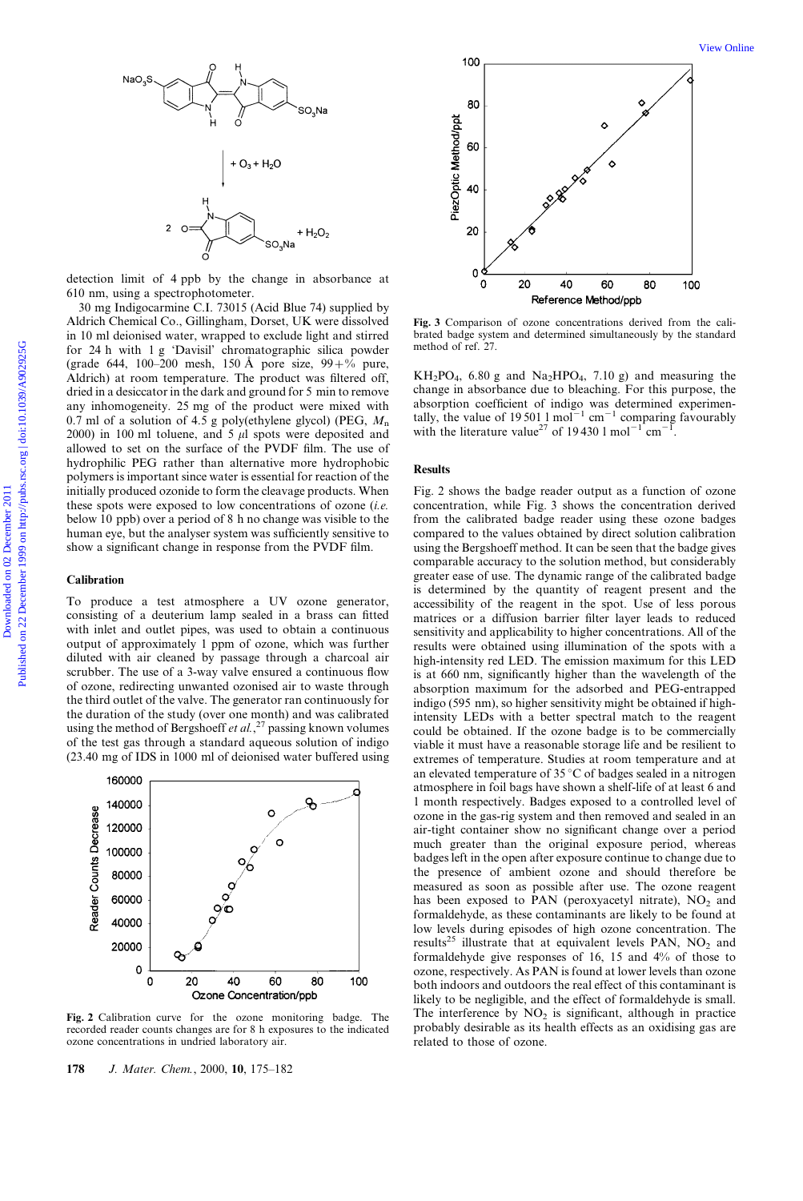detection limit of 4 ppb by the change in absorbance at 610 nm, using a spectrophotometer.

30 mg Indigocarmine C.I. 73015 (Acid Blue 74) supplied by Aldrich Chemical Co., Gillingham, Dorset, UK were dissolved in 10 ml deionised water, wrapped to exclude light and stirred for 24 h with 1 g 'Davisil' chromatographic silica powder (grade 644, 100–200 mesh, 150 Å pore size, 99+% pure, Aldrich) at room temperature. The product was filtered off, dried in a desiccator in the dark and ground for 5 min to remove any inhomogeneity. 25 mg of the product were mixed with 0.7 ml of a solution of 4.5 g poly(ethylene glycol) (PEG, $M_n$ 2000) in 100 ml toluene, and 5 $\mu$l spots were deposited and allowed to set on the surface of the PVDF film. The use of hydrophilic PEG rather than alternative more hydrophobic polymers is important since water is essential for reaction of the initially produced ozonide to form the cleavage products. When these spots were exposed to low concentrations of ozone (*i.e.* below 10 ppb) over a period of 8 h no change was visible to the human eye, but the analyser system was sufficiently sensitive to show a significant change in response from the PVDF film.

### Calibration

To produce a test atmosphere a UV ozone generator, consisting of a deuterium lamp sealed in a brass can fitted with inlet and outlet pipes, was used to obtain a continuous output of approximately 1 ppm of ozone, which was further diluted with air cleaned by passage through a charcoal air scrubber. The use of a 3-way valve ensured a continuous flow of ozone, redirecting unwanted ozonised air to waste through the third outlet of the valve. The generator ran continuously for the duration of the study (over one month) and was calibrated using the method of Bergshoeff *et al.*,[27] passing known volumes of the test gas through a standard aqueous solution of indigo (23.40 mg of IDS in 1000 ml of deionised water buffered using $KH_2PO_4$, 6.80 g and $Na_2HPO_4$, 7.10 g) and measuring the change in absorbance due to bleaching. For this purpose, the absorption coefficient of indigo was determined experimentally, the value of 19 501 l mol$^{-1}$ cm$^{-1}$ comparing favourably with the literature value[27] of 19 430 l mol$^{-1}$ cm$^{-1}$.

**Fig. 2** Calibration curve for the ozone monitoring badge. The recorded reader counts changes are for 8 h exposures to the indicated ozone concentrations in undried laboratory air.

**Fig. 3** Comparison of ozone concentrations derived from the calibrated badge system and determined simultaneously by the standard method of ref. 27.

## Results

Fig. 2 shows the badge reader output as a function of ozone concentration, while Fig. 3 shows the concentration derived from the calibrated badge reader using these ozone badges compared to the values obtained by direct solution calibration using the Bergshoeff method. It can be seen that the badge gives comparable accuracy to the solution method, but considerably greater ease of use. The dynamic range of the calibrated badge is determined by the quantity of reagent present and the accessibility of the reagent in the spot. Use of less porous matrices or a diffusion barrier filter layer leads to reduced sensitivity and applicability to higher concentrations. All of the results were obtained using illumination of the spots with a high-intensity red LED. The emission maximum for this LED is at 660 nm, significantly higher than the wavelength of the absorption maximum for the adsorbed and PEG-entrapped indigo (595 nm), so higher sensitivity might be obtained if high-intensity LEDs with a better spectral match to the reagent could be obtained. If the ozone badge is to be commercially viable it must have a reasonable storage life and be resilient to extremes of temperature. Studies at room temperature and at an elevated temperature of 35 °C of badges sealed in a nitrogen atmosphere in foil bags have shown a shelf-life of at least 6 and 1 month respectively. Badges exposed to a controlled level of ozone in the gas-rig system and then removed and sealed in an air-tight container show no significant change over a period much greater than the original exposure period, whereas badges left in the open after exposure continue to change due to the presence of ambient ozone and should therefore be measured as soon as possible after use. The ozone reagent has been exposed to PAN (peroxyacetyl nitrate), $NO_2$ and formaldehyde, as these contaminants are likely to be found at low levels during episodes of high ozone concentration. The results[25] illustrate that at equivalent levels PAN, $NO_2$ and formaldehyde give responses of 16, 15 and 4% of those to ozone, respectively. As PAN is found at lower levels than ozone both indoors and outdoors the real effect of this contaminant is likely to be negligible, and the effect of formaldehyde is small. The interference by $NO_2$ is significant, although in practice probably desirable as its health effects as an oxidising gas are related to those of ozone.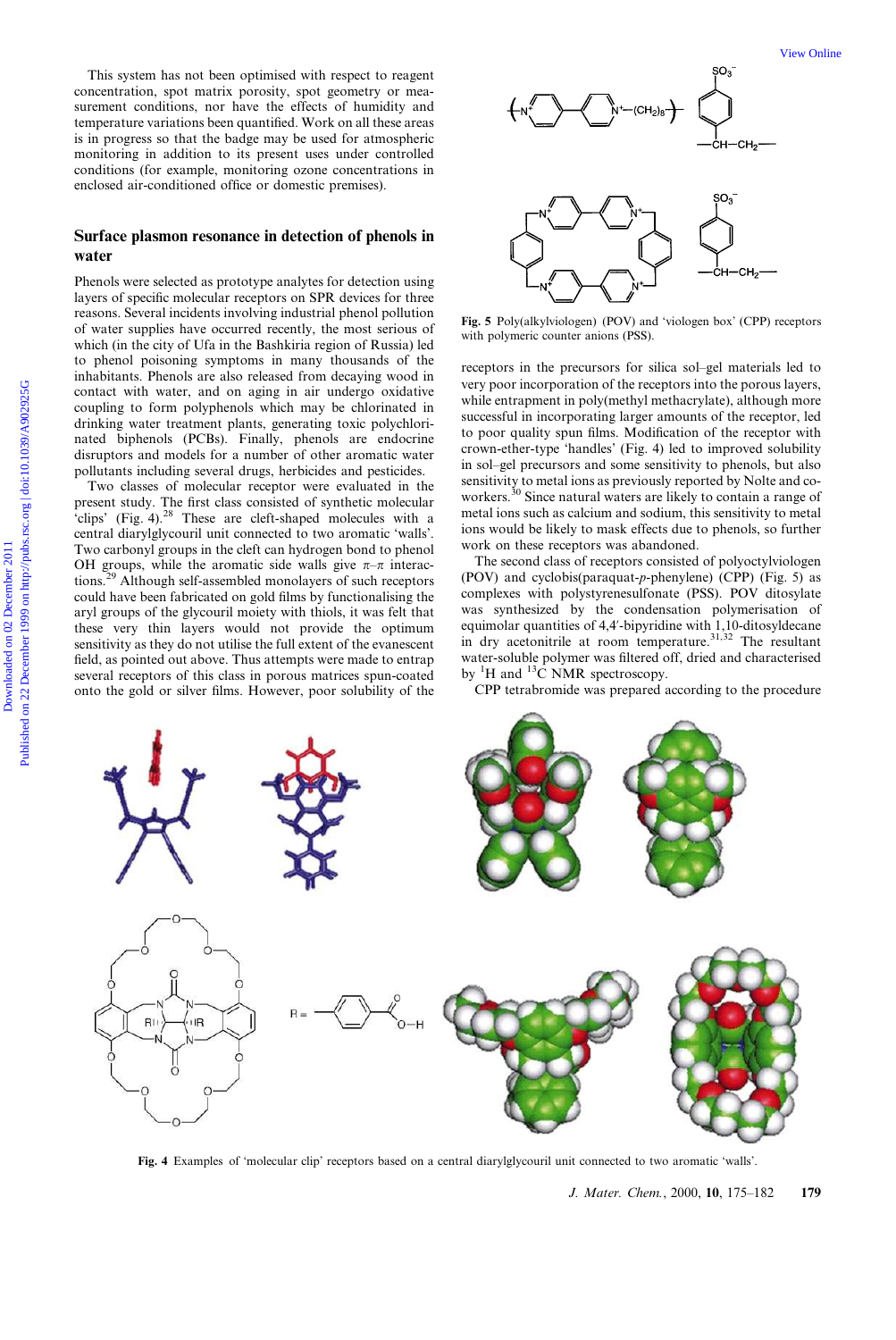This system has not been optimised with respect to reagent concentration, spot matrix porosity, spot geometry or measurement conditions, nor have the effects of humidity and temperature variations been quantified. Work on all these areas is in progress so that the badge may be used for atmospheric monitoring in addition to its present uses under controlled conditions (for example, monitoring ozone concentrations in enclosed air-conditioned office or domestic premises).

## Surface plasmon resonance in detection of phenols in water

Phenols were selected as prototype analytes for detection using layers of specific molecular receptors on SPR devices for three reasons. Several incidents involving industrial phenol pollution of water supplies have occurred recently, the most serious of which (in the city of Ufa in the Bashkiria region of Russia) led to phenol poisoning symptoms in many thousands of the inhabitants. Phenols are also released from decaying wood in contact with water, and on aging in air undergo oxidative coupling to form polyphenols which may be chlorinated in drinking water treatment plants, generating toxic polychlorinated biphenols (PCBs). Finally, phenols are endocrine disruptors and models for a number of other aromatic water pollutants including several drugs, herbicides and pesticides.

Two classes of molecular receptor were evaluated in the present study. The first class consisted of synthetic molecular 'clips' (Fig. 4).[28] These are cleft-shaped molecules with a central diarylglycouril unit connected to two aromatic 'walls'. Two carbonyl groups in the cleft can hydrogen bond to phenol OH groups, while the aromatic side walls give $\pi$–$\pi$ interactions.[29] Although self-assembled monolayers of such receptors could have been fabricated on gold films by functionalising the aryl groups of the glycouril moiety with thiols, it was felt that these very thin layers would not provide the optimum sensitivity as they do not utilise the full extent of the evanescent field, as pointed out above. Thus attempts were made to entrap several receptors of this class in porous matrices spun-coated onto the gold or silver films. However, poor solubility of the receptors in the precursors for silica sol–gel materials led to very poor incorporation of the receptors into the porous layers, while entrapment in poly(methyl methacrylate), although more successful in incorporating larger amounts of the receptor, led to poor quality spun films. Modification of the receptor with crown-ether-type 'handles' (Fig. 4) led to improved solubility in sol–gel precursors and some sensitivity to phenols, but also sensitivity to metal ions as previously reported by Nolte and co-workers.[30] Since natural waters are likely to contain a range of metal ions such as calcium and sodium, this sensitivity to metal ions would be likely to mask effects due to phenols, so further work on these receptors was abandoned.

Fig. 5 Poly(alkylviologen) (POV) and 'viologen box' (CPP) receptors with polymeric counter anions (PSS).

The second class of receptors consisted of polyoctylviologen (POV) and cyclobis(paraquat-*p*-phenylene) (CPP) (Fig. 5) as complexes with polystyrenesulfonate (PSS). POV ditosylate was synthesised by the condensation polymerisation of equimolar quantities of 4,4′-bipyridine with 1,10-ditosyldecane in dry acetonitrile at room temperature.[31,32] The resultant water-soluble polymer was filtered off, dried and characterised by $^{1}$H and $^{13}$C NMR spectroscopy.

CPP tetrabromide was prepared according to the procedure

Fig. 4 Examples of 'molecular clip' receptors based on a central diarylglycouril unit connected to two aromatic 'walls'.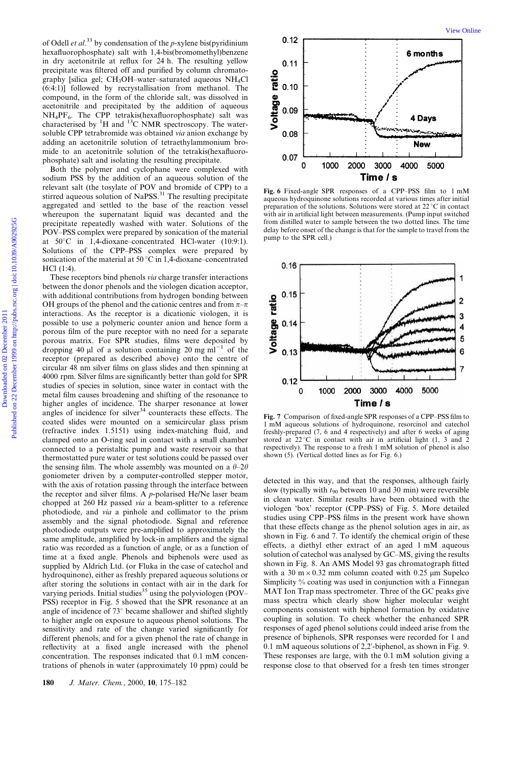of Odell *et al.*[33] by condensation of the *p*-xylene bis(pyridinium hexafluorophosphate) salt with 1,4-bis(bromomethyl)benzene in dry acetonitrile at reflux for 24 h. The resulting yellow precipitate was filtered off and purified by column chromatography [silica gel; $CH_3OH$–water–saturated aqueous $NH_4Cl$ (6:4:1)] followed by recrystallisation from methanol. The compound, in the form of the chloride salt, was dissolved in acetonitrile and precipitated by the addition of aqueous $NH_4PF_6$. The CPP tetrakis(hexafluorophosphate) salt was characterised by $^1H$ and $^{13}C$ NMR spectroscopy. The water-soluble CPP tetrabromide was obtained *via* anion exchange by adding an acetonitrile solution of tetraethylammonium bromide to an acetonitrile solution of the tetrakis(hexafluorophosphate) salt and isolating the resulting precipitate.

Both the polymer and cyclophane were complexed with sodium PSS by the addition of an aqueous solution of the relevant salt (the tosylate of POV and bromide of CPP) to a stirred aqueous solution of NaPSS.[31] The resulting precipitate aggregated and settled to the base of the reaction vessel whereupon the supernatant liquid was decanted and the precipitate repeatedly washed with water. Solutions of the POV–PSS complex were prepared by sonication of the material at 50 °C in 1,4-dioxane–concentrated HCl-water (10:9:1). Solutions of the CPP–PSS complex were prepared by sonication of the material at 50 °C in 1,4-dioxane–concentrated HCl (1:4).

These receptors bind phenols *via* charge transfer interactions between the donor phenols and the viologen dication acceptor, with additional contributions from hydrogen bonding between OH groups of the phenol and the cationic centres and from $\pi$–$\pi$ interactions. As the receptor is a dicationic viologen, it is possible to use a polymeric counter anion and hence form a porous film of the pure receptor with no need for a separate porous matrix. For SPR studies, films were deposited by dropping 40 µl of a solution containing 20 mg ml$^{-1}$ of the receptor (prepared as described above) onto the centre of circular 48 nm silver films on glass slides and then spinning at 4000 rpm. Silver films are significantly better than gold for SPR studies of species in solution, since water in contact with the metal film causes broadening and shifting of the resonance to higher angles of incidence. The sharper resonance at lower angles of incidence for silver[34] counteracts these effects. The coated slides were mounted on a semicircular glass prism (refractive index 1.5151) using index-matching fluid, and clamped onto an O-ring seal in contact with a small chamber connected to a peristaltic pump and waste reservoir so that thermostatted pure water or test solutions could be passed over the sensing film. The whole assembly was mounted on a $\theta$–$2\theta$ goniometer driven by a computer-controlled stepper motor, with the axis of rotation passing through the interface between the receptor and silver films. A *p*-polarised He/Ne laser beam chopped at 260 Hz passed *via* a beam-splitter to a reference photodiode, and *via* a pinhole and collimator to the prism assembly and the signal photodiode. Signal and reference photodiode outputs were pre-amplified to approximately the same amplitude, amplified by lock-in amplifiers and the signal ratio was recorded as a function of angle, or as a function of time at a fixed angle. Phenols and biphenols were used as supplied by Aldrich Ltd. (or Fluka in the case of catechol and hydroquinone), either as freshly prepared aqueous solutions or after storing the solutions in contact with air in the dark for varying periods. Initial studies[35] using the polyviologen (POV–PSS) receptor in Fig. 5 showed that the SPR resonance at an angle of incidence of 73° became shallower and shifted slightly to higher angle on exposure to aqueous phenol solutions. The sensitivity and rate of the change varied significantly for different phenols, and for a given phenol the rate of change in reflectivity at a fixed angle increased with the phenol concentration. The responses indicated that 0.1 mM concentrations of phenols in water (approximately 10 ppm) could be detected in this way, and that the responses, although fairly slow (typically with $t_{90}$ between 10 and 30 min) were reversible in clean water. Similar results have been obtained with the viologen 'box' receptor (CPP–PSS) of Fig. 5. More detailed studies using CPP–PSS films in the present work have shown that these effects change as the phenol solution ages in air, as shown in Fig. 6 and 7. To identify the chemical origin of these effects, a diethyl ether extract of an aged 1 mM aqueous solution of catechol was analysed by GC–MS, giving the results shown in Fig. 8. An AMS Model 93 gas chromatograph fitted with a 30 m × 0.32 mm column coated with 0.25 µm Supelco Simplicity % coating was used in conjunction with a Finnegan MAT Ion Trap mass spectrometer. Three of the GC peaks give mass spectra which clearly show higher molecular weight components consistent with biphenol formation by oxidative coupling in solution. To check whether the enhanced SPR responses of aged phenol solutions could indeed arise from the presence of biphenols, SPR responses were recorded for 1 and 0.1 mM aqueous solutions of 2,2′-biphenol, as shown in Fig. 9. These responses are large, with the 0.1 mM solution giving a response close to that observed for a fresh ten times stronger

**Fig. 6** Fixed-angle SPR responses of a CPP–PSS film to 1 mM aqueous hydroquinone solutions recorded at various times after initial preparation of the solutions. Solutions were stored at 22 °C in contact with air in artificial light between measurements. (Pump input switched from distilled water to sample between the two dotted lines. The time delay before onset of the change is that for the sample to travel from the pump to the SPR cell.)

**Fig. 7** Comparison of fixed-angle SPR responses of a CPP–PSS film to 1 mM aqueous solutions of hydroquinone, resorcinol and catechol freshly-prepared (7, 6 and 4 respectively) and after 6 weeks of aging stored at 22 °C in contact with air in artificial light (1, 3 and 2 respectively). The response to a fresh 1 mM solution of phenol is also shown (5). (Vertical dotted lines as for Fig. 6.)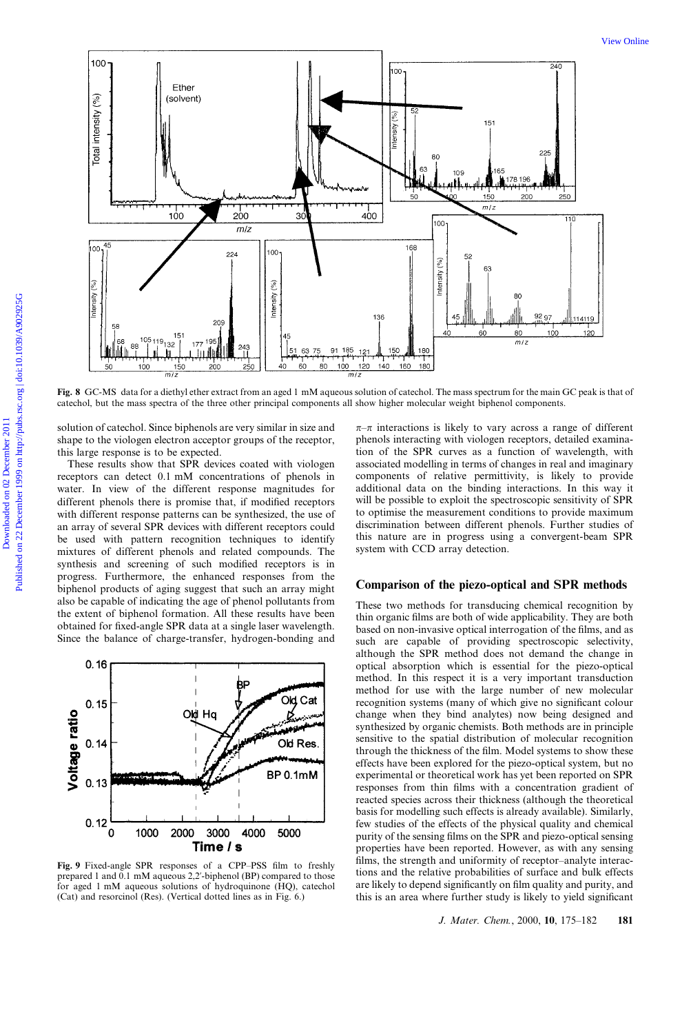Fig. 8 GC-MS data for a diethyl ether extract from an aged 1 mM aqueous solution of catechol. The mass spectrum for the main GC peak is that of catechol, but the mass spectra of the three other principal components all show higher molecular weight biphenol components.

solution of catechol. Since biphenols are very similar in size and shape to the viologen electron acceptor groups of the receptor, this large response is to be expected.

These results show that SPR devices coated with viologen receptors can detect 0.1 mM concentrations of phenols in water. In view of the different response magnitudes for different phenols there is promise that, if modified receptors with different response patterns can be synthesized, the use of an array of several SPR devices with different receptors could be used with pattern recognition techniques to identify mixtures of different phenols and related compounds. The synthesis and screening of such modified receptors is in progress. Furthermore, the enhanced responses from the biphenol products of aging suggest that such an array might also be capable of indicating the age of phenol pollutants from the extent of biphenol formation. All these results have been obtained for fixed-angle SPR data at a single laser wavelength. Since the balance of charge-transfer, hydrogen-bonding and

Fig. 9 Fixed-angle SPR responses of a CPP–PSS film to freshly prepared 1 and 0.1 mM aqueous 2,2′-biphenol (BP) compared to those for aged 1 mM aqueous solutions of hydroquinone (HQ), catechol (Cat) and resorcinol (Res). (Vertical dotted lines as in Fig. 6.)

$\pi$–$\pi$ interactions is likely to vary across a range of different phenols interacting with viologen receptors, detailed examination of the SPR curves as a function of wavelength, with associated modelling in terms of changes in real and imaginary components of relative permittivity, is likely to provide additional data on the binding interactions. In this way it will be possible to exploit the spectroscopic sensitivity of SPR to optimise the measurement conditions to provide maximum discrimination between different phenols. Further studies of this nature are in progress using a convergent-beam SPR system with CCD array detection.

## Comparison of the piezo-optical and SPR methods

These two methods for transducing chemical recognition by thin organic films are both of wide applicability. They are both based on non-invasive optical interrogation of the films, and as such are capable of providing spectroscopic selectivity, although the SPR method does not demand the change in optical absorption which is essential for the piezo-optical method. In this respect it is a very important transduction method for use with the large number of new molecular recognition systems (many of which give no significant colour change when they bind analytes) now being designed and synthesized by organic chemists. Both methods are in principle sensitive to the spatial distribution of molecular recognition through the thickness of the film. Model systems to show these effects have been explored for the piezo-optical system, but no experimental or theoretical work has yet been reported on SPR responses from thin films with a concentration gradient of reacted species across their thickness (although the theoretical basis for modelling such effects is already available). Similarly, few studies of the effects of the physical quality and chemical purity of the sensing films on the SPR and piezo-optical sensing properties have been reported. However, as with any sensing films, the strength and uniformity of receptor–analyte interactions and the relative probabilities of surface and bulk effects are likely to depend significantly on film quality and purity, and this is an area where further study is likely to yield significant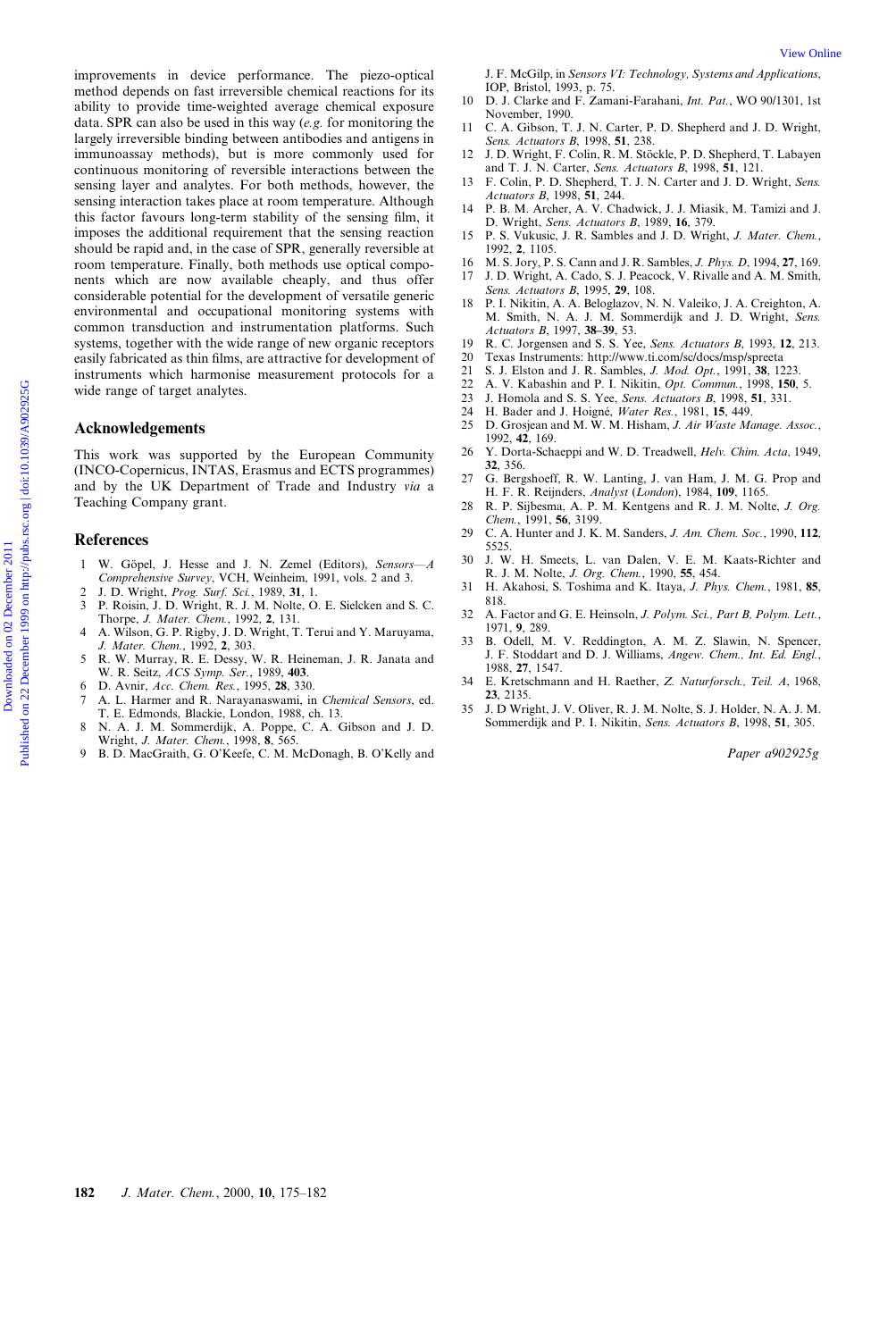improvements in device performance. The piezo-optical method depends on fast irreversible chemical reactions for its ability to provide time-weighted average chemical exposure data. SPR can also be used in this way (*e.g.* for monitoring the largely irreversible binding between antibodies and antigens in immunoassay methods), but is more commonly used for continuous monitoring of reversible interactions between the sensing layer and analytes. For both methods, however, the sensing interaction takes place at room temperature. Although this factor favours long-term stability of the sensing film, it imposes the additional requirement that the sensing reaction should be rapid and, in the case of SPR, generally reversible at room temperature. Finally, both methods use optical components which are now available cheaply, and thus offer considerable potential for the development of versatile generic environmental and occupational monitoring systems with common transduction and instrumentation platforms. Such systems, together with the wide range of new organic receptors easily fabricated as thin films, are attractive for development of instruments which harmonise measurement protocols for a wide range of target analytes.

## Acknowledgements

This work was supported by the European Community (INCO-Copernicus, INTAS, Erasmus and ECTS programmes) and by the UK Department of Trade and Industry *via* a Teaching Company grant.

## References

1. W. Göpel, J. Hesse and J. N. Zemel (Editors), *Sensors—A Comprehensive Survey*, VCH, Weinheim, 1991, vols. 2 and 3.
2. J. D. Wright, *Prog. Surf. Sci.*, 1989, **31**, 1.
3. P. Roisin, J. D. Wright, R. J. M. Nolte, O. E. Sielcken and S. C. Thorpe, *J. Mater. Chem.*, 1992, **2**, 131.
4. A. Wilson, G. P. Rigby, J. D. Wright, T. Terui and Y. Maruyama, *J. Mater. Chem.*, 1992, **2**, 303.
5. R. W. Murray, R. E. Dessy, W. R. Heineman, J. R. Janata and W. R. Seitz, *ACS Symp. Ser.*, 1989, **403**.
6. D. Avnir, *Acc. Chem. Res.*, 1995, **28**, 330.
7. A. L. Harmer and R. Narayanaswami, in *Chemical Sensors*, ed. T. E. Edmonds, Blackie, London, 1988, ch. 13.
8. N. A. J. M. Sommerdijk, A. Poppe, C. A. Gibson and J. D. Wright, *J. Mater. Chem.*, 1998, **8**, 565.
9. B. D. MacGraith, G. O'Keefe, C. M. McDonagh, B. O'Kelly and J. F. McGilp, in *Sensors VI: Technology, Systems and Applications*, IOP, Bristol, 1993, p. 75.
10. D. J. Clarke and F. Zamani-Farahani, *Int. Pat.*, WO 90/1301, 1st November, 1990.
11. C. A. Gibson, T. J. N. Carter, P. D. Shepherd and J. D. Wright, *Sens. Actuators B*, 1998, **51**, 238.
12. J. D. Wright, F. Colin, R. M. Stöckle, P. D. Shepherd, T. Labayen and T. J. N. Carter, *Sens. Actuators B*, 1998, **51**, 121.
13. F. Colin, P. D. Shepherd, T. J. N. Carter and J. D. Wright, *Sens. Actuators B*, 1998, **51**, 244.
14. P. B. M. Archer, A. V. Chadwick, J. J. Miasik, M. Tamizi and J. D. Wright, *Sens. Actuators B*, 1989, **16**, 379.
15. P. S. Vukusic, J. R. Sambles and J. D. Wright, *J. Mater. Chem.*, 1992, **2**, 1105.
16. M. S. Jory, P. S. Cann and J. R. Sambles, *J. Phys. D*, 1994, **27**, 169.
17. J. D. Wright, A. Cado, S. J. Peacock, V. Rivalle and A. M. Smith, *Sens. Actuators B*, 1995, **29**, 108.
18. P. I. Nikitin, A. A. Beloglazov, N. N. Valeiko, J. A. Creighton, A. M. Smith, N. A. J. M. Sommerdijk and J. D. Wright, *Sens. Actuators B*, 1997, **38–39**, 53.
19. R. C. Jorgensen and S. S. Yee, *Sens. Actuators B*, 1993, **12**, 213.
20. Texas Instruments: http://www.ti.com/sc/docs/msp/spreeta
21. S. J. Elston and J. R. Sambles, *J. Mod. Opt.*, 1991, **38**, 1223.
22. A. V. Kabashin and P. I. Nikitin, *Opt. Commun.*, 1998, **150**, 5.
23. J. Homola and S. S. Yee, *Sens. Actuators B*, 1998, **51**, 331.
24. H. Bader and J. Hoigné, *Water Res.*, 1981, **15**, 449.
25. D. Grosjean and M. W. M. Hisham, *J. Air Waste Manage. Assoc.*, 1992, **42**, 169.
26. Y. Dorta-Schaeppi and W. D. Treadwell, *Helv. Chim. Acta*, 1949, **32**, 356.
27. G. Bergshoeff, R. W. Lanting, J. van Ham, J. M. G. Prop and H. F. R. Reijnders, *Analyst* (*London*), 1984, **109**, 1165.
28. R. P. Sijbesma, A. P. M. Kentgens and R. J. M. Nolte, *J. Org. Chem.*, 1991, **56**, 3199.
29. C. A. Hunter and J. K. M. Sanders, *J. Am. Chem. Soc.*, 1990, **112**, 5525.
30. J. W. H. Smeets, L. van Dalen, V. E. M. Kaats-Richter and R. J. M. Nolte, *J. Org. Chem.*, 1990, **55**, 454.
31. H. Akahosi, S. Toshima and K. Itaya, *J. Phys. Chem.*, 1981, **85**, 818.
32. A. Factor and G. E. Heinsoln, *J. Polym. Sci., Part B, Polym. Lett.*, 1971, **9**, 289.
33. B. Odell, M. V. Reddington, A. M. Z. Slawin, N. Spencer, J. F. Stoddart and D. J. Williams, *Angew. Chem., Int. Ed. Engl.*, 1988, **27**, 1547.
34. E. Kretschmann and H. Raether, *Z. Naturforsch., Teil. A*, 1968, **23**, 2135.
35. J. D Wright, J. V. Oliver, R. J. M. Nolte, S. J. Holder, N. A. J. M. Sommerdijk and P. I. Nikitin, *Sens. Actuators B*, 1998, **51**, 305.

*Paper a902925g*